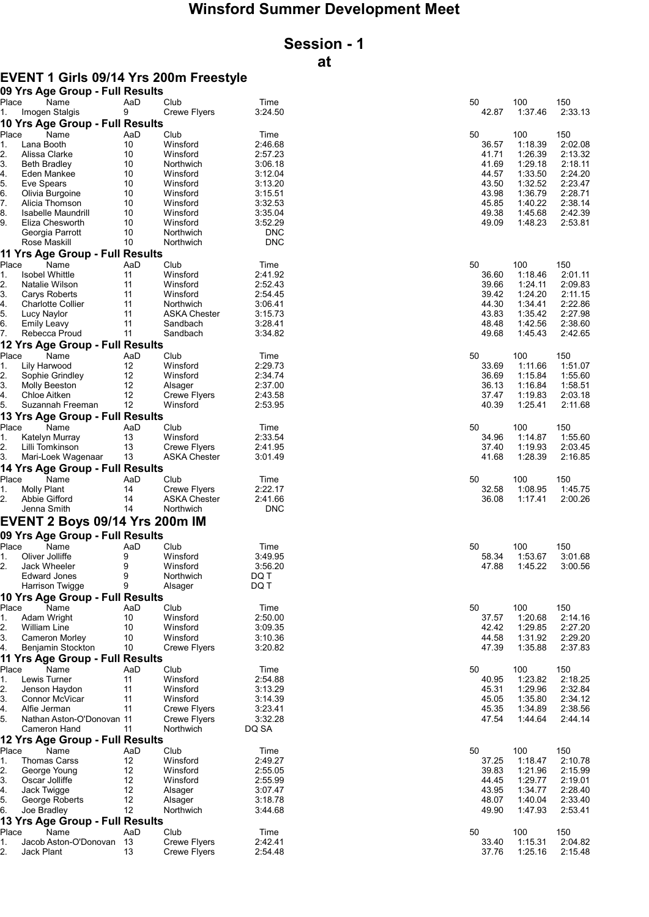# Winsford Summer Development Meet

## Session - 1

## at

### EVENT 1 Girls 09/14 Yrs 200m Freestyle

#### 09 Yrs Age Group - Full Results

| Place | Name | AaD | Club | Time | 50 | 100 | 150 |
|---|---|---|---|---|---|---|---|
| 1. | Imogen Stalgis | 9 | Crewe Flyers | 3:24.50 | 42.87 | 1:37.46 | 2:33.13 |

#### 10 Yrs Age Group - Full Results

| Place | Name | AaD | Club | Time | 50 | 100 | 150 |
|---|---|---|---|---|---|---|---|
| 1. | Lana Booth | 10 | Winsford | 2:46.68 | 36.57 | 1:18.39 | 2:02.08 |
| 2. | Alissa Clarke | 10 | Winsford | 2:57.23 | 41.71 | 1:26.39 | 2:13.32 |
| 3. | Beth Bradley | 10 | Northwich | 3:06.18 | 41.69 | 1:29.18 | 2:18.11 |
| 4. | Eden Mankee | 10 | Winsford | 3:12.04 | 44.57 | 1:33.50 | 2:24.20 |
| 5. | Eve Spears | 10 | Winsford | 3:13.20 | 43.50 | 1:32.52 | 2:23.47 |
| 6. | Olivia Burgoine | 10 | Winsford | 3:15.51 | 43.98 | 1:36.79 | 2:28.71 |
| 7. | Alicia Thomson | 10 | Winsford | 3:32.53 | 45.85 | 1:40.22 | 2:38.14 |
| 8. | Isabelle Maundrill | 10 | Winsford | 3:35.04 | 49.38 | 1:45.68 | 2:42.39 |
| 9. | Eliza Chesworth | 10 | Winsford | 3:52.29 | 49.09 | 1:48.23 | 2:53.81 |
| | Georgia Parrott | 10 | Northwich | DNC | | | |
| | Rose Maskill | 10 | Northwich | DNC | | | |

#### 11 Yrs Age Group - Full Results

| Place | Name | AaD | Club | Time | 50 | 100 | 150 |
|---|---|---|---|---|---|---|---|
| 1. | Isobel Whittle | 11 | Winsford | 2:41.92 | 36.60 | 1:18.46 | 2:01.11 |
| 2. | Natalie Wilson | 11 | Winsford | 2:52.43 | 39.66 | 1:24.11 | 2:09.83 |
| 3. | Carys Roberts | 11 | Winsford | 2:54.45 | 39.42 | 1:24.20 | 2:11.15 |
| 4. | Charlotte Collier | 11 | Northwich | 3:06.41 | 44.30 | 1:34.41 | 2:22.86 |
| 5. | Lucy Naylor | 11 | ASKA Chester | 3:15.73 | 43.83 | 1:35.42 | 2:27.98 |
| 6. | Emily Leavy | 11 | Sandbach | 3:28.41 | 48.48 | 1:42.56 | 2:38.60 |
| 7. | Rebecca Proud | 11 | Sandbach | 3:34.82 | 49.68 | 1:45.43 | 2:42.65 |

#### 12 Yrs Age Group - Full Results

| Place | Name | AaD | Club | Time | 50 | 100 | 150 |
|---|---|---|---|---|---|---|---|
| 1. | Lily Harwood | 12 | Winsford | 2:29.73 | 33.69 | 1:11.66 | 1:51.07 |
| 2. | Sophie Grindley | 12 | Winsford | 2:34.74 | 36.69 | 1:15.84 | 1:55.60 |
| 3. | Molly Beeston | 12 | Alsager | 2:37.00 | 36.13 | 1:16.84 | 1:58.51 |
| 4. | Chloe Aitken | 12 | Crewe Flyers | 2:43.58 | 37.47 | 1:19.83 | 2:03.18 |
| 5. | Suzannah Freeman | 12 | Winsford | 2:53.95 | 40.39 | 1:25.41 | 2:11.68 |

#### 13 Yrs Age Group - Full Results

| Place | Name | AaD | Club | Time | 50 | 100 | 150 |
|---|---|---|---|---|---|---|---|
| 1. | Katelyn Murray | 13 | Winsford | 2:33.54 | 34.96 | 1:14.87 | 1:55.60 |
| 2. | Lilli Tomkinson | 13 | Crewe Flyers | 2:41.95 | 37.40 | 1:19.93 | 2:03.45 |
| 3. | Mari-Loek Wagenaar | 13 | ASKA Chester | 3:01.49 | 41.68 | 1:28.39 | 2:16.85 |

#### 14 Yrs Age Group - Full Results

| Place | Name | AaD | Club | Time | 50 | 100 | 150 |
|---|---|---|---|---|---|---|---|
| 1. | Molly Plant | 14 | Crewe Flyers | 2:22.17 | 32.58 | 1:08.95 | 1:45.75 |
| 2. | Abbie Gifford | 14 | ASKA Chester | 2:41.66 | 36.08 | 1:17.41 | 2:00.26 |
| | Jenna Smith | 14 | Northwich | DNC | | | |

### EVENT 2 Boys 09/14 Yrs 200m IM

#### 09 Yrs Age Group - Full Results

| Place | Name | AaD | Club | Time | 50 | 100 | 150 |
|---|---|---|---|---|---|---|---|
| 1. | Oliver Jolliffe | 9 | Winsford | 3:49.95 | 58.34 | 1:53.67 | 3:01.68 |
| 2. | Jack Wheeler | 9 | Winsford | 3:56.20 | 47.88 | 1:45.22 | 3:00.56 |
| | Edward Jones | 9 | Northwich | DQ T | | | |
| | Harrison Twigge | 9 | Alsager | DQ T | | | |

#### 10 Yrs Age Group - Full Results

| Place | Name | AaD | Club | Time | 50 | 100 | 150 |
|---|---|---|---|---|---|---|---|
| 1. | Adam Wright | 10 | Winsford | 2:50.00 | 37.57 | 1:20.68 | 2:14.16 |
| 2. | William Line | 10 | Winsford | 3:09.35 | 42.42 | 1:29.85 | 2:27.20 |
| 3. | Cameron Morley | 10 | Winsford | 3:10.36 | 44.58 | 1:31.92 | 2:29.20 |
| 4. | Benjamin Stockton | 10 | Crewe Flyers | 3:20.82 | 47.39 | 1:35.88 | 2:37.83 |

#### 11 Yrs Age Group - Full Results

| Place | Name | AaD | Club | Time | 50 | 100 | 150 |
|---|---|---|---|---|---|---|---|
| 1. | Lewis Turner | 11 | Winsford | 2:54.88 | 40.95 | 1:23.82 | 2:18.25 |
| 2. | Jenson Haydon | 11 | Winsford | 3:13.29 | 45.31 | 1:29.96 | 2:32.84 |
| 3. | Connor McVicar | 11 | Winsford | 3:14.39 | 45.05 | 1:35.80 | 2:34.12 |
| 4. | Alfie Jerman | 11 | Crewe Flyers | 3:23.41 | 45.35 | 1:34.89 | 2:38.56 |
| 5. | Nathan Aston-O'Donovan | 11 | Crewe Flyers | 3:32.28 | 47.54 | 1:44.64 | 2:44.14 |
| | Cameron Hand | 11 | Northwich | DQ SA | | | |

#### 12 Yrs Age Group - Full Results

| Place | Name | AaD | Club | Time | 50 | 100 | 150 |
|---|---|---|---|---|---|---|---|
| 1. | Thomas Carss | 12 | Winsford | 2:49.27 | 37.25 | 1:18.47 | 2:10.78 |
| 2. | George Young | 12 | Winsford | 2:55.05 | 39.83 | 1:21.96 | 2:15.99 |
| 3. | Oscar Jolliffe | 12 | Winsford | 2:55.99 | 44.45 | 1:29.77 | 2:19.01 |
| 4. | Jack Twigge | 12 | Alsager | 3:07.47 | 43.95 | 1:34.77 | 2:28.40 |
| 5. | George Roberts | 12 | Alsager | 3:18.78 | 48.07 | 1:40.04 | 2:33.40 |
| 6. | Joe Bradley | 12 | Northwich | 3:44.68 | 49.90 | 1:47.93 | 2:53.41 |

#### 13 Yrs Age Group - Full Results

| Place | Name | AaD | Club | Time | 50 | 100 | 150 |
|---|---|---|---|---|---|---|---|
| 1. | Jacob Aston-O'Donovan | 13 | Crewe Flyers | 2:42.41 | 33.40 | 1:15.31 | 2:04.82 |
| 2. | Jack Plant | 13 | Crewe Flyers | 2:54.48 | 37.76 | 1:25.16 | 2:15.48 |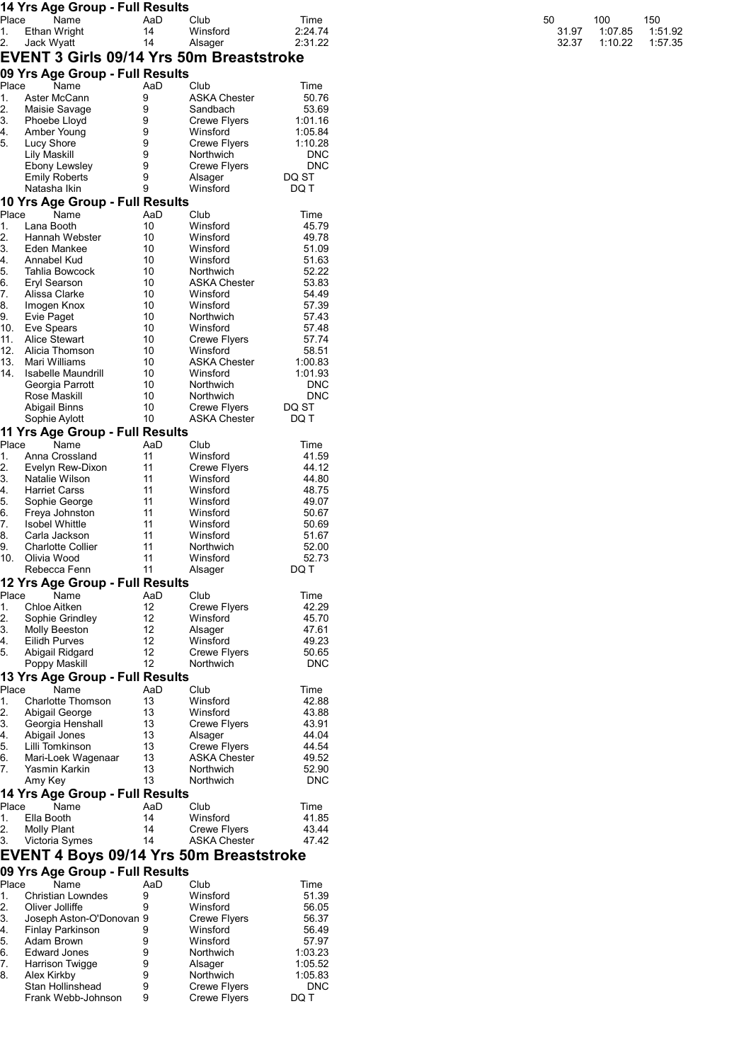## 14 Yrs Age Group - Full Results

| Place | Name | AaD | Club | Time | 50 | 100 | 150 |
|---|---|---|---|---|---|---|---|
| 1. | Ethan Wright | 14 | Winsford | 2:24.74 | 31.97 | 1:07.85 | 1:51.92 |
| 2. | Jack Wyatt | 14 | Alsager | 2:31.22 | 32.37 | 1:10.22 | 1:57.35 |

# EVENT 3 Girls 09/14 Yrs 50m Breaststroke

## 09 Yrs Age Group - Full Results

| Place | Name | AaD | Club | Time |
|---|---|---|---|---|
| 1. | Aster McCann | 9 | ASKA Chester | 50.76 |
| 2. | Maisie Savage | 9 | Sandbach | 53.69 |
| 3. | Phoebe Lloyd | 9 | Crewe Flyers | 1:01.16 |
| 4. | Amber Young | 9 | Winsford | 1:05.84 |
| 5. | Lucy Shore | 9 | Crewe Flyers | 1:10.28 |
| | Lily Maskill | 9 | Northwich | DNC |
| | Ebony Lewsley | 9 | Crewe Flyers | DNC |
| | Emily Roberts | 9 | Alsager | DQ ST |
| | Natasha Ikin | 9 | Winsford | DQ T |

## 10 Yrs Age Group - Full Results

| Place | Name | AaD | Club | Time |
|---|---|---|---|---|
| 1. | Lana Booth | 10 | Winsford | 45.79 |
| 2. | Hannah Webster | 10 | Winsford | 49.78 |
| 3. | Eden Mankee | 10 | Winsford | 51.09 |
| 4. | Annabel Kud | 10 | Winsford | 51.63 |
| 5. | Tahlia Bowcock | 10 | Northwich | 52.22 |
| 6. | Eryl Searson | 10 | ASKA Chester | 53.83 |
| 7. | Alissa Clarke | 10 | Winsford | 54.49 |
| 8. | Imogen Knox | 10 | Winsford | 57.39 |
| 9. | Evie Paget | 10 | Northwich | 57.43 |
| 10. | Eve Spears | 10 | Winsford | 57.48 |
| 11. | Alice Stewart | 10 | Crewe Flyers | 57.74 |
| 12. | Alicia Thomson | 10 | Winsford | 58.51 |
| 13. | Mari Williams | 10 | ASKA Chester | 1:00.83 |
| 14. | Isabelle Maundrill | 10 | Winsford | 1:01.93 |
| | Georgia Parrott | 10 | Northwich | DNC |
| | Rose Maskill | 10 | Northwich | DNC |
| | Abigail Binns | 10 | Crewe Flyers | DQ ST |
| | Sophie Aylott | 10 | ASKA Chester | DQ T |

## 11 Yrs Age Group - Full Results

| Place | Name | AaD | Club | Time |
|---|---|---|---|---|
| 1. | Anna Crossland | 11 | Winsford | 41.59 |
| 2. | Evelyn Rew-Dixon | 11 | Crewe Flyers | 44.12 |
| 3. | Natalie Wilson | 11 | Winsford | 44.80 |
| 4. | Harriet Carss | 11 | Winsford | 48.75 |
| 5. | Sophie George | 11 | Winsford | 49.07 |
| 6. | Freya Johnston | 11 | Winsford | 50.67 |
| 7. | Isobel Whittle | 11 | Winsford | 50.69 |
| 8. | Carla Jackson | 11 | Winsford | 51.67 |
| 9. | Charlotte Collier | 11 | Northwich | 52.00 |
| 10. | Olivia Wood | 11 | Winsford | 52.73 |
| | Rebecca Fenn | 11 | Alsager | DQ T |

## 12 Yrs Age Group - Full Results

| Place | Name | AaD | Club | Time |
|---|---|---|---|---|
| 1. | Chloe Aitken | 12 | Crewe Flyers | 42.29 |
| 2. | Sophie Grindley | 12 | Winsford | 45.70 |
| 3. | Molly Beeston | 12 | Alsager | 47.61 |
| 4. | Eilidh Purves | 12 | Winsford | 49.23 |
| 5. | Abigail Ridgard | 12 | Crewe Flyers | 50.65 |
| | Poppy Maskill | 12 | Northwich | DNC |

## 13 Yrs Age Group - Full Results

| Place | Name | AaD | Club | Time |
|---|---|---|---|---|
| 1. | Charlotte Thomson | 13 | Winsford | 42.88 |
| 2. | Abigail George | 13 | Winsford | 43.88 |
| 3. | Georgia Henshall | 13 | Crewe Flyers | 43.91 |
| 4. | Abigail Jones | 13 | Alsager | 44.04 |
| 5. | Lilli Tomkinson | 13 | Crewe Flyers | 44.54 |
| 6. | Mari-Loek Wagenaar | 13 | ASKA Chester | 49.52 |
| 7. | Yasmin Karkin | 13 | Northwich | 52.90 |
| | Amy Key | 13 | Northwich | DNC |

## 14 Yrs Age Group - Full Results

| Place | Name | AaD | Club | Time |
|---|---|---|---|---|
| 1. | Ella Booth | 14 | Winsford | 41.85 |
| 2. | Molly Plant | 14 | Crewe Flyers | 43.44 |
| 3. | Victoria Symes | 14 | ASKA Chester | 47.42 |

# EVENT 4 Boys 09/14 Yrs 50m Breaststroke

## 09 Yrs Age Group - Full Results

| Place | Name | AaD | Club | Time |
|---|---|---|---|---|
| 1. | Christian Lowndes | 9 | Winsford | 51.39 |
| 2. | Oliver Jolliffe | 9 | Winsford | 56.05 |
| 3. | Joseph Aston-O'Donovan | 9 | Crewe Flyers | 56.37 |
| 4. | Finlay Parkinson | 9 | Winsford | 56.49 |
| 5. | Adam Brown | 9 | Winsford | 57.97 |
| 6. | Edward Jones | 9 | Northwich | 1:03.23 |
| 7. | Harrison Twigge | 9 | Alsager | 1:05.52 |
| 8. | Alex Kirkby | 9 | Northwich | 1:05.83 |
| | Stan Hollinshead | 9 | Crewe Flyers | DNC |
| | Frank Webb-Johnson | 9 | Crewe Flyers | DQ T |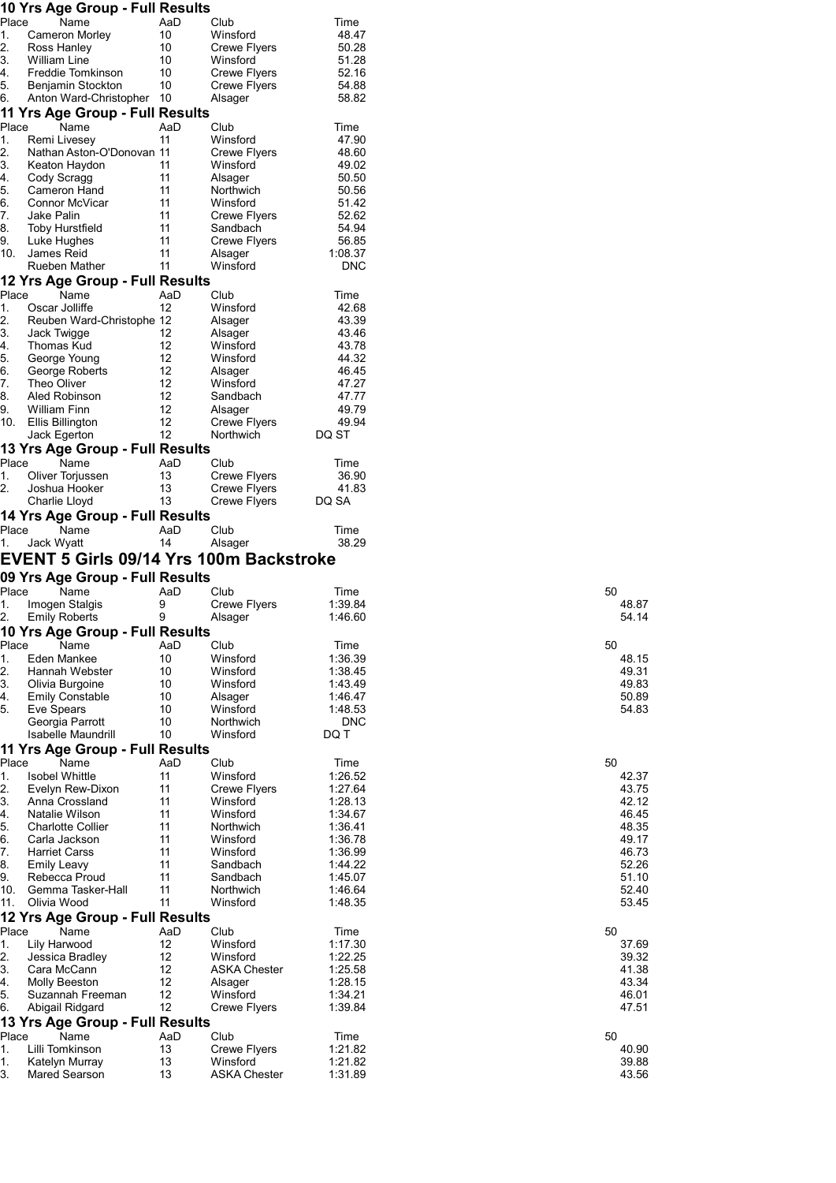### 10 Yrs Age Group - Full Results

| Place | Name | AaD | Club | Time |
|---|---|---|---|---|
| 1. | Cameron Morley | 10 | Winsford | 48.47 |
| 2. | Ross Hanley | 10 | Crewe Flyers | 50.28 |
| 3. | William Line | 10 | Winsford | 51.28 |
| 4. | Freddie Tomkinson | 10 | Crewe Flyers | 52.16 |
| 5. | Benjamin Stockton | 10 | Crewe Flyers | 54.88 |
| 6. | Anton Ward-Christopher | 10 | Alsager | 58.82 |

### 11 Yrs Age Group - Full Results

| Place | Name | AaD | Club | Time |
|---|---|---|---|---|
| 1. | Remi Livesey | 11 | Winsford | 47.90 |
| 2. | Nathan Aston-O'Donovan | 11 | Crewe Flyers | 48.60 |
| 3. | Keaton Haydon | 11 | Winsford | 49.02 |
| 4. | Cody Scragg | 11 | Alsager | 50.50 |
| 5. | Cameron Hand | 11 | Northwich | 50.56 |
| 6. | Connor McVicar | 11 | Winsford | 51.42 |
| 7. | Jake Palin | 11 | Crewe Flyers | 52.62 |
| 8. | Toby Hurstfield | 11 | Sandbach | 54.94 |
| 9. | Luke Hughes | 11 | Crewe Flyers | 56.85 |
| 10. | James Reid | 11 | Alsager | 1:08.37 |
| | Rueben Mather | 11 | Winsford | DNC |

### 12 Yrs Age Group - Full Results

| Place | Name | AaD | Club | Time |
|---|---|---|---|---|
| 1. | Oscar Jolliffe | 12 | Winsford | 42.68 |
| 2. | Reuben Ward-Christophe | 12 | Alsager | 43.39 |
| 3. | Jack Twigge | 12 | Alsager | 43.46 |
| 4. | Thomas Kud | 12 | Winsford | 43.78 |
| 5. | George Young | 12 | Winsford | 44.32 |
| 6. | George Roberts | 12 | Alsager | 46.45 |
| 7. | Theo Oliver | 12 | Winsford | 47.27 |
| 8. | Aled Robinson | 12 | Sandbach | 47.77 |
| 9. | William Finn | 12 | Alsager | 49.79 |
| 10. | Ellis Billington | 12 | Crewe Flyers | 49.94 |
| | Jack Egerton | 12 | Northwich | DQ ST |

### 13 Yrs Age Group - Full Results

| Place | Name | AaD | Club | Time |
|---|---|---|---|---|
| 1. | Oliver Torjussen | 13 | Crewe Flyers | 36.90 |
| 2. | Joshua Hooker | 13 | Crewe Flyers | 41.83 |
| | Charlie Lloyd | 13 | Crewe Flyers | DQ SA |

### 14 Yrs Age Group - Full Results

| Place | Name | AaD | Club | Time |
|---|---|---|---|---|
| 1. | Jack Wyatt | 14 | Alsager | 38.29 |

## EVENT 5 Girls 09/14 Yrs 100m Backstroke

### 09 Yrs Age Group - Full Results

| Place | Name | AaD | Club | Time | 50 |
|---|---|---|---|---|---|
| 1. | Imogen Stalgis | 9 | Crewe Flyers | 1:39.84 | 48.87 |
| 2. | Emily Roberts | 9 | Alsager | 1:46.60 | 54.14 |

### 10 Yrs Age Group - Full Results

| Place | Name | AaD | Club | Time | 50 |
|---|---|---|---|---|---|
| 1. | Eden Mankee | 10 | Winsford | 1:36.39 | 48.15 |
| 2. | Hannah Webster | 10 | Winsford | 1:38.45 | 49.31 |
| 3. | Olivia Burgoine | 10 | Winsford | 1:43.49 | 49.83 |
| 4. | Emily Constable | 10 | Alsager | 1:46.47 | 50.89 |
| 5. | Eve Spears | 10 | Winsford | 1:48.53 | 54.83 |
| | Georgia Parrott | 10 | Northwich | DNC | |
| | Isabelle Maundrill | 10 | Winsford | DQ T | |

### 11 Yrs Age Group - Full Results

| Place | Name | AaD | Club | Time | 50 |
|---|---|---|---|---|---|
| 1. | Isobel Whittle | 11 | Winsford | 1:26.52 | 42.37 |
| 2. | Evelyn Rew-Dixon | 11 | Crewe Flyers | 1:27.64 | 43.75 |
| 3. | Anna Crossland | 11 | Winsford | 1:28.13 | 42.12 |
| 4. | Natalie Wilson | 11 | Winsford | 1:34.67 | 46.45 |
| 5. | Charlotte Collier | 11 | Northwich | 1:36.41 | 48.35 |
| 6. | Carla Jackson | 11 | Winsford | 1:36.78 | 49.17 |
| 7. | Harriet Carss | 11 | Winsford | 1:36.99 | 46.73 |
| 8. | Emily Leavy | 11 | Sandbach | 1:44.22 | 52.26 |
| 9. | Rebecca Proud | 11 | Sandbach | 1:45.07 | 51.10 |
| 10. | Gemma Tasker-Hall | 11 | Northwich | 1:46.64 | 52.40 |
| 11. | Olivia Wood | 11 | Winsford | 1:48.35 | 53.45 |

### 12 Yrs Age Group - Full Results

| Place | Name | AaD | Club | Time | 50 |
|---|---|---|---|---|---|
| 1. | Lily Harwood | 12 | Winsford | 1:17.30 | 37.69 |
| 2. | Jessica Bradley | 12 | Winsford | 1:22.25 | 39.32 |
| 3. | Cara McCann | 12 | ASKA Chester | 1:25.58 | 41.38 |
| 4. | Molly Beeston | 12 | Alsager | 1:28.15 | 43.34 |
| 5. | Suzannah Freeman | 12 | Winsford | 1:34.21 | 46.01 |
| 6. | Abigail Ridgard | 12 | Crewe Flyers | 1:39.84 | 47.51 |

### 13 Yrs Age Group - Full Results

| Place | Name | AaD | Club | Time | 50 |
|---|---|---|---|---|---|
| 1. | Lilli Tomkinson | 13 | Crewe Flyers | 1:21.82 | 40.90 |
| 1. | Katelyn Murray | 13 | Winsford | 1:21.82 | 39.88 |
| 3. | Mared Searson | 13 | ASKA Chester | 1:31.89 | 43.56 |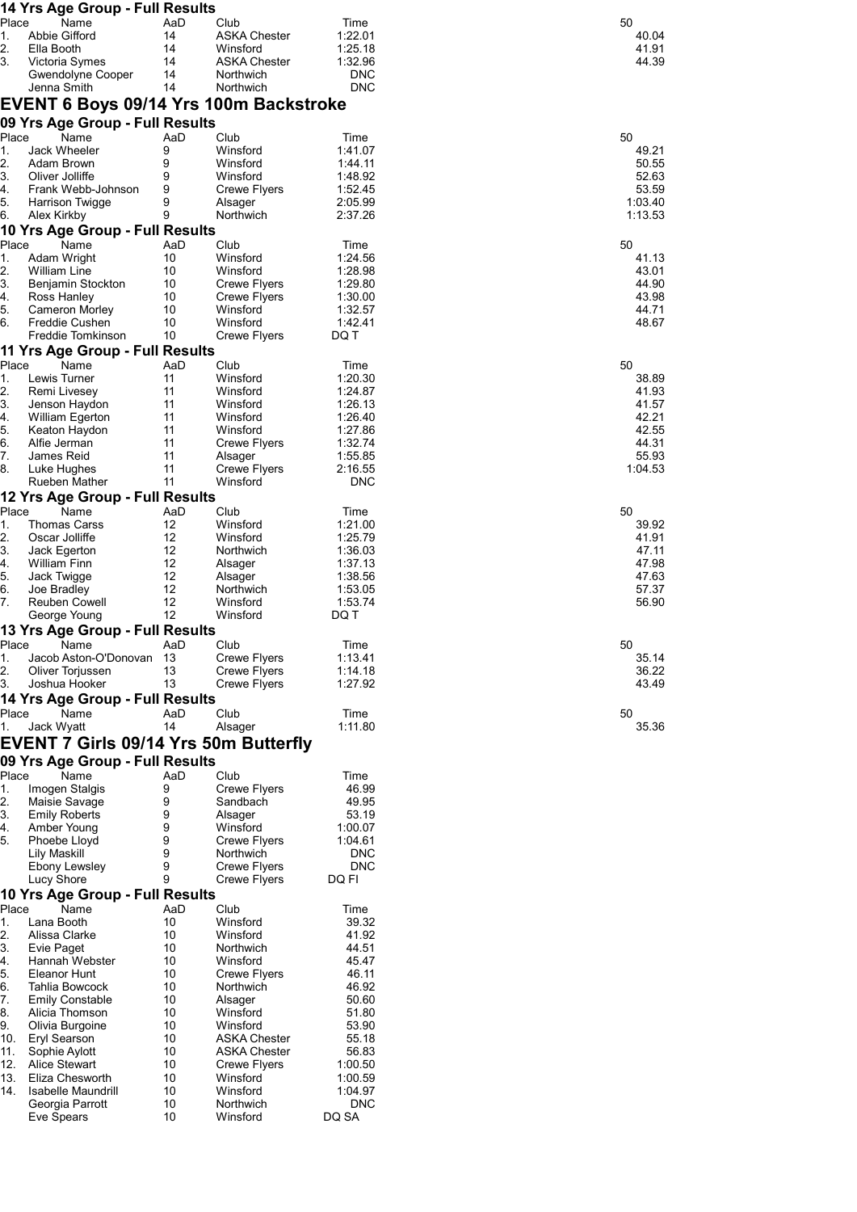### 14 Yrs Age Group - Full Results

| Place | Name | AaD | Club | Time | 50 |
|---|---|---|---|---|---|
| 1. | Abbie Gifford | 14 | ASKA Chester | 1:22.01 | 40.04 |
| 2. | Ella Booth | 14 | Winsford | 1:25.18 | 41.91 |
| 3. | Victoria Symes | 14 | ASKA Chester | 1:32.96 | 44.39 |
| | Gwendolyne Cooper | 14 | Northwich | DNC | |
| | Jenna Smith | 14 | Northwich | DNC | |

## EVENT 6 Boys 09/14 Yrs 100m Backstroke

### 09 Yrs Age Group - Full Results

| Place | Name | AaD | Club | Time | 50 |
|---|---|---|---|---|---|
| 1. | Jack Wheeler | 9 | Winsford | 1:41.07 | 49.21 |
| 2. | Adam Brown | 9 | Winsford | 1:44.11 | 50.55 |
| 3. | Oliver Jolliffe | 9 | Winsford | 1:48.92 | 52.63 |
| 4. | Frank Webb-Johnson | 9 | Crewe Flyers | 1:52.45 | 53.59 |
| 5. | Harrison Twigge | 9 | Alsager | 2:05.99 | 1:03.40 |
| 6. | Alex Kirkby | 9 | Northwich | 2:37.26 | 1:13.53 |

### 10 Yrs Age Group - Full Results

| Place | Name | AaD | Club | Time | 50 |
|---|---|---|---|---|---|
| 1. | Adam Wright | 10 | Winsford | 1:24.56 | 41.13 |
| 2. | William Line | 10 | Winsford | 1:28.98 | 43.01 |
| 3. | Benjamin Stockton | 10 | Crewe Flyers | 1:29.80 | 44.90 |
| 4. | Ross Hanley | 10 | Crewe Flyers | 1:30.00 | 43.98 |
| 5. | Cameron Morley | 10 | Winsford | 1:32.57 | 44.71 |
| 6. | Freddie Cushen | 10 | Winsford | 1:42.41 | 48.67 |
| | Freddie Tomkinson | 10 | Crewe Flyers | DQ T | |

### 11 Yrs Age Group - Full Results

| Place | Name | AaD | Club | Time | 50 |
|---|---|---|---|---|---|
| 1. | Lewis Turner | 11 | Winsford | 1:20.30 | 38.89 |
| 2. | Remi Livesey | 11 | Winsford | 1:24.87 | 41.93 |
| 3. | Jenson Haydon | 11 | Winsford | 1:26.13 | 41.57 |
| 4. | William Egerton | 11 | Winsford | 1:26.40 | 42.21 |
| 5. | Keaton Haydon | 11 | Winsford | 1:27.86 | 42.55 |
| 6. | Alfie Jerman | 11 | Crewe Flyers | 1:32.74 | 44.31 |
| 7. | James Reid | 11 | Alsager | 1:55.85 | 55.93 |
| 8. | Luke Hughes | 11 | Crewe Flyers | 2:16.55 | 1:04.53 |
| | Rueben Mather | 11 | Winsford | DNC | |

### 12 Yrs Age Group - Full Results

| Place | Name | AaD | Club | Time | 50 |
|---|---|---|---|---|---|
| 1. | Thomas Carss | 12 | Winsford | 1:21.00 | 39.92 |
| 2. | Oscar Jolliffe | 12 | Winsford | 1:25.79 | 41.91 |
| 3. | Jack Egerton | 12 | Northwich | 1:36.03 | 47.11 |
| 4. | William Finn | 12 | Alsager | 1:37.13 | 47.98 |
| 5. | Jack Twigge | 12 | Alsager | 1:38.56 | 47.63 |
| 6. | Joe Bradley | 12 | Northwich | 1:53.05 | 57.37 |
| 7. | Reuben Cowell | 12 | Winsford | 1:53.74 | 56.90 |
| | George Young | 12 | Winsford | DQ T | |

### 13 Yrs Age Group - Full Results

| Place | Name | AaD | Club | Time | 50 |
|---|---|---|---|---|---|
| 1. | Jacob Aston-O'Donovan | 13 | Crewe Flyers | 1:13.41 | 35.14 |
| 2. | Oliver Torjussen | 13 | Crewe Flyers | 1:14.18 | 36.22 |
| 3. | Joshua Hooker | 13 | Crewe Flyers | 1:27.92 | 43.49 |

### 14 Yrs Age Group - Full Results

| Place | Name | AaD | Club | Time | 50 |
|---|---|---|---|---|---|
| 1. | Jack Wyatt | 14 | Alsager | 1:11.80 | 35.36 |

## EVENT 7 Girls 09/14 Yrs 50m Butterfly

### 09 Yrs Age Group - Full Results

| Place | Name | AaD | Club | Time |
|---|---|---|---|---|
| 1. | Imogen Stalgis | 9 | Crewe Flyers | 46.99 |
| 2. | Maisie Savage | 9 | Sandbach | 49.95 |
| 3. | Emily Roberts | 9 | Alsager | 53.19 |
| 4. | Amber Young | 9 | Winsford | 1:00.07 |
| 5. | Phoebe Lloyd | 9 | Crewe Flyers | 1:04.61 |
| | Lily Maskill | 9 | Northwich | DNC |
| | Ebony Lewsley | 9 | Crewe Flyers | DNC |
| | Lucy Shore | 9 | Crewe Flyers | DQ FI |

### 10 Yrs Age Group - Full Results

| Place | Name | AaD | Club | Time |
|---|---|---|---|---|
| 1. | Lana Booth | 10 | Winsford | 39.32 |
| 2. | Alissa Clarke | 10 | Winsford | 41.92 |
| 3. | Evie Paget | 10 | Northwich | 44.51 |
| 4. | Hannah Webster | 10 | Winsford | 45.47 |
| 5. | Eleanor Hunt | 10 | Crewe Flyers | 46.11 |
| 6. | Tahlia Bowcock | 10 | Northwich | 46.92 |
| 7. | Emily Constable | 10 | Alsager | 50.60 |
| 8. | Alicia Thomson | 10 | Winsford | 51.80 |
| 9. | Olivia Burgoine | 10 | Winsford | 53.90 |
| 10. | Eryl Searson | 10 | ASKA Chester | 55.18 |
| 11. | Sophie Aylott | 10 | ASKA Chester | 56.83 |
| 12. | Alice Stewart | 10 | Crewe Flyers | 1:00.50 |
| 13. | Eliza Chesworth | 10 | Winsford | 1:00.59 |
| 14. | Isabelle Maundrill | 10 | Winsford | 1:04.97 |
| | Georgia Parrott | 10 | Northwich | DNC |
| | Eve Spears | 10 | Winsford | DQ SA |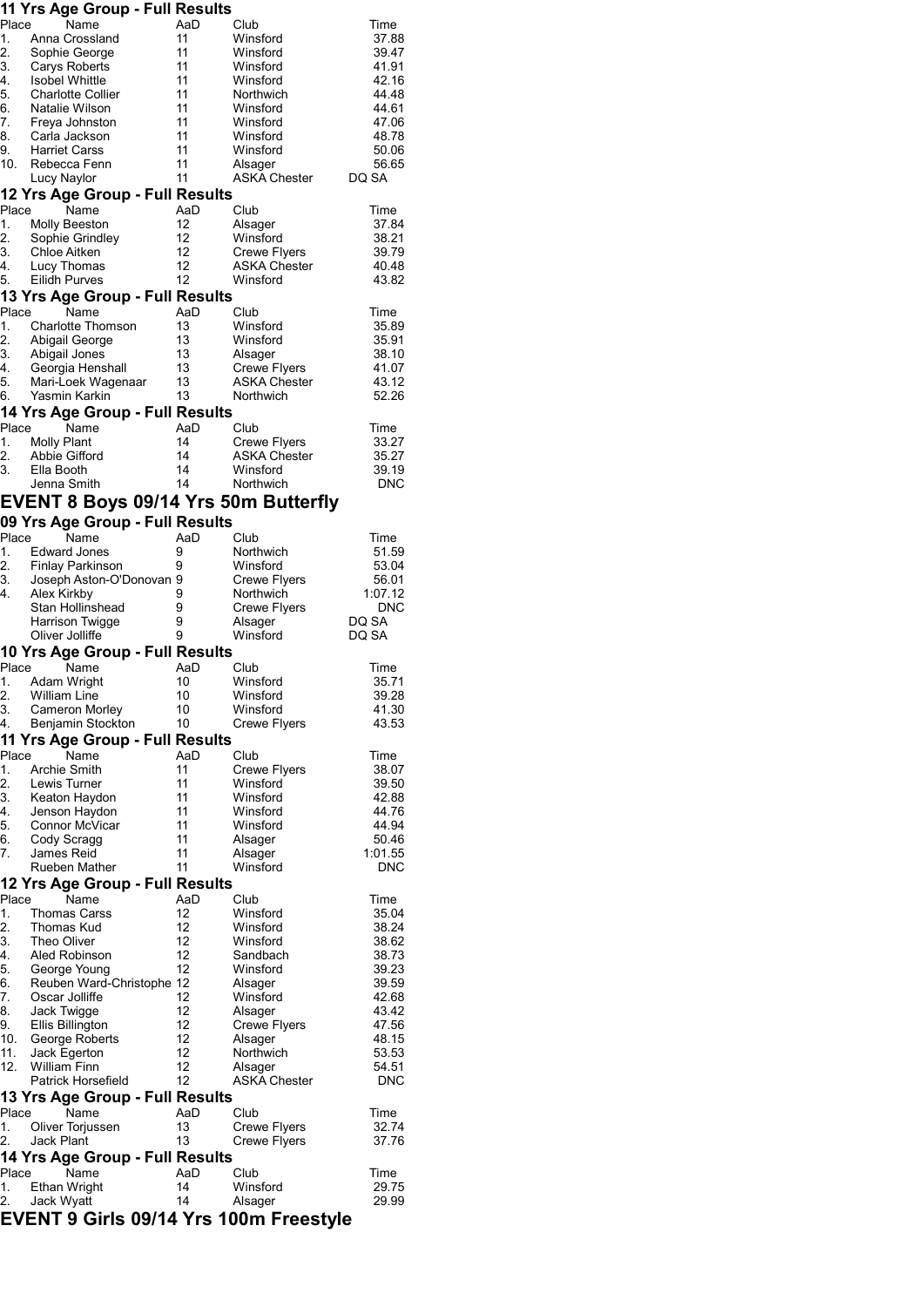### 11 Yrs Age Group - Full Results

| Place | Name | AaD | Club | Time |
|---|---|---|---|---|
| 1. | Anna Crossland | 11 | Winsford | 37.88 |
| 2. | Sophie George | 11 | Winsford | 39.47 |
| 3. | Carys Roberts | 11 | Winsford | 41.91 |
| 4. | Isobel Whittle | 11 | Winsford | 42.16 |
| 5. | Charlotte Collier | 11 | Northwich | 44.48 |
| 6. | Natalie Wilson | 11 | Winsford | 44.61 |
| 7. | Freya Johnston | 11 | Winsford | 47.06 |
| 8. | Carla Jackson | 11 | Winsford | 48.78 |
| 9. | Harriet Carss | 11 | Winsford | 50.06 |
| 10. | Rebecca Fenn | 11 | Alsager | 56.65 |
| | Lucy Naylor | 11 | ASKA Chester | DQ SA |

### 12 Yrs Age Group - Full Results

| Place | Name | AaD | Club | Time |
|---|---|---|---|---|
| 1. | Molly Beeston | 12 | Alsager | 37.84 |
| 2. | Sophie Grindley | 12 | Winsford | 38.21 |
| 3. | Chloe Aitken | 12 | Crewe Flyers | 39.79 |
| 4. | Lucy Thomas | 12 | ASKA Chester | 40.48 |
| 5. | Eilidh Purves | 12 | Winsford | 43.82 |

### 13 Yrs Age Group - Full Results

| Place | Name | AaD | Club | Time |
|---|---|---|---|---|
| 1. | Charlotte Thomson | 13 | Winsford | 35.89 |
| 2. | Abigail George | 13 | Winsford | 35.91 |
| 3. | Abigail Jones | 13 | Alsager | 38.10 |
| 4. | Georgia Henshall | 13 | Crewe Flyers | 41.07 |
| 5. | Mari-Loek Wagenaar | 13 | ASKA Chester | 43.12 |
| 6. | Yasmin Karkin | 13 | Northwich | 52.26 |

### 14 Yrs Age Group - Full Results

| Place | Name | AaD | Club | Time |
|---|---|---|---|---|
| 1. | Molly Plant | 14 | Crewe Flyers | 33.27 |
| 2. | Abbie Gifford | 14 | ASKA Chester | 35.27 |
| 3. | Ella Booth | 14 | Winsford | 39.19 |
| | Jenna Smith | 14 | Northwich | DNC |

## EVENT 8 Boys 09/14 Yrs 50m Butterfly

### 09 Yrs Age Group - Full Results

| Place | Name | AaD | Club | Time |
|---|---|---|---|---|
| 1. | Edward Jones | 9 | Northwich | 51.59 |
| 2. | Finlay Parkinson | 9 | Winsford | 53.04 |
| 3. | Joseph Aston-O'Donovan | 9 | Crewe Flyers | 56.01 |
| 4. | Alex Kirkby | 9 | Northwich | 1:07.12 |
| | Stan Hollinshead | 9 | Crewe Flyers | DNC |
| | Harrison Twigge | 9 | Alsager | DQ SA |
| | Oliver Jolliffe | 9 | Winsford | DQ SA |

### 10 Yrs Age Group - Full Results

| Place | Name | AaD | Club | Time |
|---|---|---|---|---|
| 1. | Adam Wright | 10 | Winsford | 35.71 |
| 2. | William Line | 10 | Winsford | 39.28 |
| 3. | Cameron Morley | 10 | Winsford | 41.30 |
| 4. | Benjamin Stockton | 10 | Crewe Flyers | 43.53 |

### 11 Yrs Age Group - Full Results

| Place | Name | AaD | Club | Time |
|---|---|---|---|---|
| 1. | Archie Smith | 11 | Crewe Flyers | 38.07 |
| 2. | Lewis Turner | 11 | Winsford | 39.50 |
| 3. | Keaton Haydon | 11 | Winsford | 42.88 |
| 4. | Jenson Haydon | 11 | Winsford | 44.76 |
| 5. | Connor McVicar | 11 | Winsford | 44.94 |
| 6. | Cody Scragg | 11 | Alsager | 50.46 |
| 7. | James Reid | 11 | Alsager | 1:01.55 |
| | Rueben Mather | 11 | Winsford | DNC |

### 12 Yrs Age Group - Full Results

| Place | Name | AaD | Club | Time |
|---|---|---|---|---|
| 1. | Thomas Carss | 12 | Winsford | 35.04 |
| 2. | Thomas Kud | 12 | Winsford | 38.24 |
| 3. | Theo Oliver | 12 | Winsford | 38.62 |
| 4. | Aled Robinson | 12 | Sandbach | 38.73 |
| 5. | George Young | 12 | Winsford | 39.23 |
| 6. | Reuben Ward-Christophe | 12 | Alsager | 39.59 |
| 7. | Oscar Jolliffe | 12 | Winsford | 42.68 |
| 8. | Jack Twigge | 12 | Alsager | 43.42 |
| 9. | Ellis Billington | 12 | Crewe Flyers | 47.56 |
| 10. | George Roberts | 12 | Alsager | 48.15 |
| 11. | Jack Egerton | 12 | Northwich | 53.53 |
| 12. | William Finn | 12 | Alsager | 54.51 |
| | Patrick Horsefield | 12 | ASKA Chester | DNC |

### 13 Yrs Age Group - Full Results

| Place | Name | AaD | Club | Time |
|---|---|---|---|---|
| 1. | Oliver Torjussen | 13 | Crewe Flyers | 32.74 |
| 2. | Jack Plant | 13 | Crewe Flyers | 37.76 |

### 14 Yrs Age Group - Full Results

| Place | Name | AaD | Club | Time |
|---|---|---|---|---|
| 1. | Ethan Wright | 14 | Winsford | 29.75 |
| 2. | Jack Wyatt | 14 | Alsager | 29.99 |

## EVENT 9 Girls 09/14 Yrs 100m Freestyle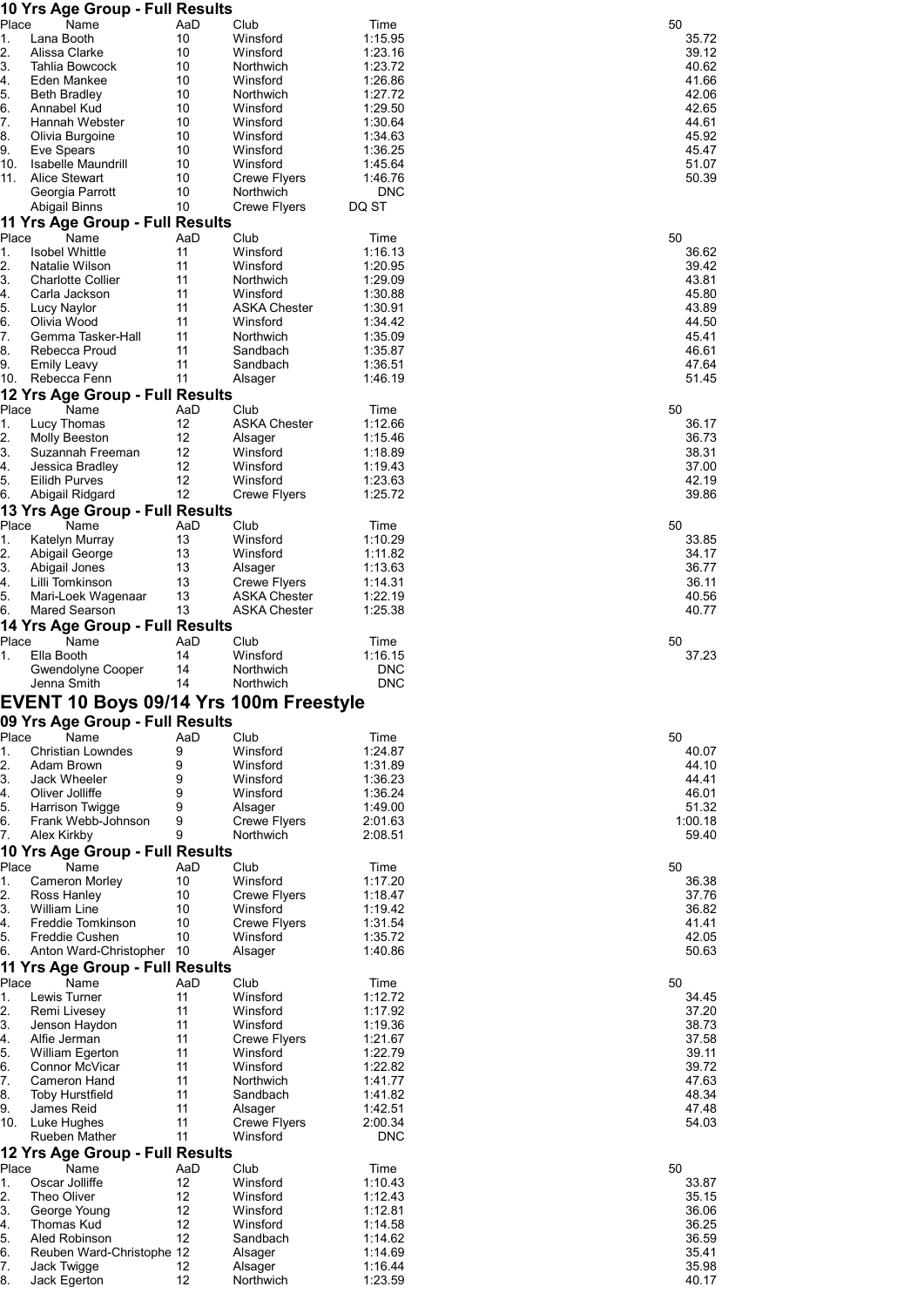### 10 Yrs Age Group - Full Results

| Place | Name | AaD | Club | Time | 50 |
|---|---|---|---|---|---|
| 1. | Lana Booth | 10 | Winsford | 1:15.95 | 35.72 |
| 2. | Alissa Clarke | 10 | Winsford | 1:23.16 | 39.12 |
| 3. | Tahlia Bowcock | 10 | Northwich | 1:23.72 | 40.62 |
| 4. | Eden Mankee | 10 | Winsford | 1:26.86 | 41.66 |
| 5. | Beth Bradley | 10 | Northwich | 1:27.72 | 42.06 |
| 6. | Annabel Kud | 10 | Winsford | 1:29.50 | 42.65 |
| 7. | Hannah Webster | 10 | Winsford | 1:30.64 | 44.61 |
| 8. | Olivia Burgoine | 10 | Winsford | 1:34.63 | 45.92 |
| 9. | Eve Spears | 10 | Winsford | 1:36.25 | 45.47 |
| 10. | Isabelle Maundrill | 10 | Winsford | 1:45.64 | 51.07 |
| 11. | Alice Stewart | 10 | Crewe Flyers | 1:46.76 | 50.39 |
| | Georgia Parrott | 10 | Northwich | DNC | |
| | Abigail Binns | 10 | Crewe Flyers | DQ ST | |

### 11 Yrs Age Group - Full Results

| Place | Name | AaD | Club | Time | 50 |
|---|---|---|---|---|---|
| 1. | Isobel Whittle | 11 | Winsford | 1:16.13 | 36.62 |
| 2. | Natalie Wilson | 11 | Winsford | 1:20.95 | 39.42 |
| 3. | Charlotte Collier | 11 | Northwich | 1:29.09 | 43.81 |
| 4. | Carla Jackson | 11 | Winsford | 1:30.88 | 45.80 |
| 5. | Lucy Naylor | 11 | ASKA Chester | 1:30.91 | 43.89 |
| 6. | Olivia Wood | 11 | Winsford | 1:34.42 | 44.50 |
| 7. | Gemma Tasker-Hall | 11 | Northwich | 1:35.09 | 45.41 |
| 8. | Rebecca Proud | 11 | Sandbach | 1:35.87 | 46.61 |
| 9. | Emily Leavy | 11 | Sandbach | 1:36.51 | 47.64 |
| 10. | Rebecca Fenn | 11 | Alsager | 1:46.19 | 51.45 |

### 12 Yrs Age Group - Full Results

| Place | Name | AaD | Club | Time | 50 |
|---|---|---|---|---|---|
| 1. | Lucy Thomas | 12 | ASKA Chester | 1:12.66 | 36.17 |
| 2. | Molly Beeston | 12 | Alsager | 1:15.46 | 36.73 |
| 3. | Suzannah Freeman | 12 | Winsford | 1:18.89 | 38.31 |
| 4. | Jessica Bradley | 12 | Winsford | 1:19.43 | 37.00 |
| 5. | Eilidh Purves | 12 | Winsford | 1:23.63 | 42.19 |
| 6. | Abigail Ridgard | 12 | Crewe Flyers | 1:25.72 | 39.86 |

### 13 Yrs Age Group - Full Results

| Place | Name | AaD | Club | Time | 50 |
|---|---|---|---|---|---|
| 1. | Katelyn Murray | 13 | Winsford | 1:10.29 | 33.85 |
| 2. | Abigail George | 13 | Winsford | 1:11.82 | 34.17 |
| 3. | Abigail Jones | 13 | Alsager | 1:13.63 | 36.77 |
| 4. | Lilli Tomkinson | 13 | Crewe Flyers | 1:14.31 | 36.11 |
| 5. | Mari-Loek Wagenaar | 13 | ASKA Chester | 1:22.19 | 40.56 |
| 6. | Mared Searson | 13 | ASKA Chester | 1:25.38 | 40.77 |

### 14 Yrs Age Group - Full Results

| Place | Name | AaD | Club | Time | 50 |
|---|---|---|---|---|---|
| 1. | Ella Booth | 14 | Winsford | 1:16.15 | 37.23 |
| | Gwendolyne Cooper | 14 | Northwich | DNC | |
| | Jenna Smith | 14 | Northwich | DNC | |

## EVENT 10 Boys 09/14 Yrs 100m Freestyle

### 09 Yrs Age Group - Full Results

| Place | Name | AaD | Club | Time | 50 |
|---|---|---|---|---|---|
| 1. | Christian Lowndes | 9 | Winsford | 1:24.87 | 40.07 |
| 2. | Adam Brown | 9 | Winsford | 1:31.89 | 44.10 |
| 3. | Jack Wheeler | 9 | Winsford | 1:36.23 | 44.41 |
| 4. | Oliver Jolliffe | 9 | Winsford | 1:36.24 | 46.01 |
| 5. | Harrison Twigge | 9 | Alsager | 1:49.00 | 51.32 |
| 6. | Frank Webb-Johnson | 9 | Crewe Flyers | 2:01.63 | 1:00.18 |
| 7. | Alex Kirkby | 9 | Northwich | 2:08.51 | 59.40 |

### 10 Yrs Age Group - Full Results

| Place | Name | AaD | Club | Time | 50 |
|---|---|---|---|---|---|
| 1. | Cameron Morley | 10 | Winsford | 1:17.20 | 36.38 |
| 2. | Ross Hanley | 10 | Crewe Flyers | 1:18.47 | 37.76 |
| 3. | William Line | 10 | Winsford | 1:19.42 | 36.82 |
| 4. | Freddie Tomkinson | 10 | Crewe Flyers | 1:31.54 | 41.41 |
| 5. | Freddie Cushen | 10 | Winsford | 1:35.72 | 42.05 |
| 6. | Anton Ward-Christopher | 10 | Alsager | 1:40.86 | 50.63 |

### 11 Yrs Age Group - Full Results

| Place | Name | AaD | Club | Time | 50 |
|---|---|---|---|---|---|
| 1. | Lewis Turner | 11 | Winsford | 1:12.72 | 34.45 |
| 2. | Remi Livesey | 11 | Winsford | 1:17.92 | 37.20 |
| 3. | Jenson Haydon | 11 | Winsford | 1:19.36 | 38.73 |
| 4. | Alfie Jerman | 11 | Crewe Flyers | 1:21.67 | 37.58 |
| 5. | William Egerton | 11 | Winsford | 1:22.79 | 39.11 |
| 6. | Connor McVicar | 11 | Winsford | 1:22.82 | 39.72 |
| 7. | Cameron Hand | 11 | Northwich | 1:41.77 | 47.63 |
| 8. | Toby Hurstfield | 11 | Sandbach | 1:41.82 | 48.34 |
| 9. | James Reid | 11 | Alsager | 1:42.51 | 47.48 |
| 10. | Luke Hughes | 11 | Crewe Flyers | 2:00.34 | 54.03 |
| | Rueben Mather | 11 | Winsford | DNC | |

### 12 Yrs Age Group - Full Results

| Place | Name | AaD | Club | Time | 50 |
|---|---|---|---|---|---|
| 1. | Oscar Jolliffe | 12 | Winsford | 1:10.43 | 33.87 |
| 2. | Theo Oliver | 12 | Winsford | 1:12.43 | 35.15 |
| 3. | George Young | 12 | Winsford | 1:12.81 | 36.06 |
| 4. | Thomas Kud | 12 | Winsford | 1:14.58 | 36.25 |
| 5. | Aled Robinson | 12 | Sandbach | 1:14.62 | 36.59 |
| 6. | Reuben Ward-Christophe | 12 | Alsager | 1:14.69 | 35.41 |
| 7. | Jack Twigge | 12 | Alsager | 1:16.44 | 35.98 |
| 8. | Jack Egerton | 12 | Northwich | 1:23.59 | 40.17 |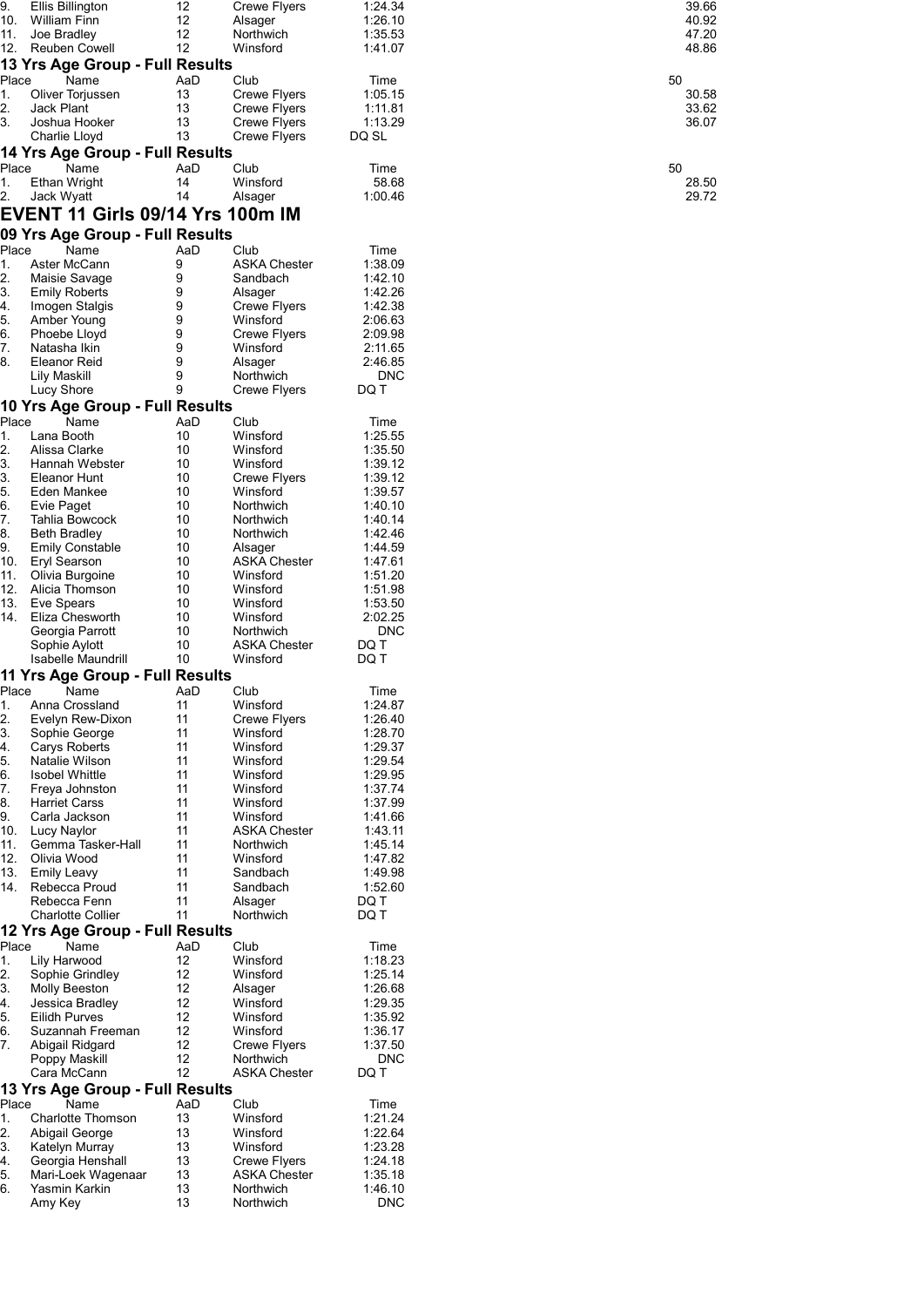| Place | Name | AaD | Club | Time | 50 |
|---|---|---|---|---|---|
| 9. | Ellis Billington | 12 | Crewe Flyers | 1:24.34 | 39.66 |
| 10. | William Finn | 12 | Alsager | 1:26.10 | 40.92 |
| 11. | Joe Bradley | 12 | Northwich | 1:35.53 | 47.20 |
| 12. | Reuben Cowell | 12 | Winsford | 1:41.07 | 48.86 |

### 13 Yrs Age Group - Full Results

| Place | Name | AaD | Club | Time | 50 |
|---|---|---|---|---|---|
| 1. | Oliver Torjussen | 13 | Crewe Flyers | 1:05.15 | 30.58 |
| 2. | Jack Plant | 13 | Crewe Flyers | 1:11.81 | 33.62 |
| 3. | Joshua Hooker | 13 | Crewe Flyers | 1:13.29 | 36.07 |
| | Charlie Lloyd | 13 | Crewe Flyers | DQ SL | |

### 14 Yrs Age Group - Full Results

| Place | Name | AaD | Club | Time | 50 |
|---|---|---|---|---|---|
| 1. | Ethan Wright | 14 | Winsford | 58.68 | 28.50 |
| 2. | Jack Wyatt | 14 | Alsager | 1:00.46 | 29.72 |

## EVENT 11 Girls 09/14 Yrs 100m IM

### 09 Yrs Age Group - Full Results

| Place | Name | AaD | Club | Time |
|---|---|---|---|---|
| 1. | Aster McCann | 9 | ASKA Chester | 1:38.09 |
| 2. | Maisie Savage | 9 | Sandbach | 1:42.10 |
| 3. | Emily Roberts | 9 | Alsager | 1:42.26 |
| 4. | Imogen Stalgis | 9 | Crewe Flyers | 1:42.38 |
| 5. | Amber Young | 9 | Winsford | 2:06.63 |
| 6. | Phoebe Lloyd | 9 | Crewe Flyers | 2:09.98 |
| 7. | Natasha Ikin | 9 | Winsford | 2:11.65 |
| 8. | Eleanor Reid | 9 | Alsager | 2:46.85 |
| | Lily Maskill | 9 | Northwich | DNC |
| | Lucy Shore | 9 | Crewe Flyers | DQ T |

### 10 Yrs Age Group - Full Results

| Place | Name | AaD | Club | Time |
|---|---|---|---|---|
| 1. | Lana Booth | 10 | Winsford | 1:25.55 |
| 2. | Alissa Clarke | 10 | Winsford | 1:35.50 |
| 3. | Hannah Webster | 10 | Winsford | 1:39.12 |
| 3. | Eleanor Hunt | 10 | Crewe Flyers | 1:39.12 |
| 5. | Eden Mankee | 10 | Winsford | 1:39.57 |
| 6. | Evie Paget | 10 | Northwich | 1:40.10 |
| 7. | Tahlia Bowcock | 10 | Northwich | 1:40.14 |
| 8. | Beth Bradley | 10 | Northwich | 1:42.46 |
| 9. | Emily Constable | 10 | Alsager | 1:44.59 |
| 10. | Eryl Searson | 10 | ASKA Chester | 1:47.61 |
| 11. | Olivia Burgoine | 10 | Winsford | 1:51.20 |
| 12. | Alicia Thomson | 10 | Winsford | 1:51.98 |
| 13. | Eve Spears | 10 | Winsford | 1:53.50 |
| 14. | Eliza Chesworth | 10 | Winsford | 2:02.25 |
| | Georgia Parrott | 10 | Northwich | DNC |
| | Sophie Aylott | 10 | ASKA Chester | DQ T |
| | Isabelle Maundrill | 10 | Winsford | DQ T |

### 11 Yrs Age Group - Full Results

| Place | Name | AaD | Club | Time |
|---|---|---|---|---|
| 1. | Anna Crossland | 11 | Winsford | 1:24.87 |
| 2. | Evelyn Rew-Dixon | 11 | Crewe Flyers | 1:26.40 |
| 3. | Sophie George | 11 | Winsford | 1:28.70 |
| 4. | Carys Roberts | 11 | Winsford | 1:29.37 |
| 5. | Natalie Wilson | 11 | Winsford | 1:29.54 |
| 6. | Isobel Whittle | 11 | Winsford | 1:29.95 |
| 7. | Freya Johnston | 11 | Winsford | 1:37.74 |
| 8. | Harriet Carss | 11 | Winsford | 1:37.99 |
| 9. | Carla Jackson | 11 | Winsford | 1:41.66 |
| 10. | Lucy Naylor | 11 | ASKA Chester | 1:43.11 |
| 11. | Gemma Tasker-Hall | 11 | Northwich | 1:45.14 |
| 12. | Olivia Wood | 11 | Winsford | 1:47.82 |
| 13. | Emily Leavy | 11 | Sandbach | 1:49.98 |
| 14. | Rebecca Proud | 11 | Sandbach | 1:52.60 |
| | Rebecca Fenn | 11 | Alsager | DQ T |
| | Charlotte Collier | 11 | Northwich | DQ T |

### 12 Yrs Age Group - Full Results

| Place | Name | AaD | Club | Time |
|---|---|---|---|---|
| 1. | Lily Harwood | 12 | Winsford | 1:18.23 |
| 2. | Sophie Grindley | 12 | Winsford | 1:25.14 |
| 3. | Molly Beeston | 12 | Alsager | 1:26.68 |
| 4. | Jessica Bradley | 12 | Winsford | 1:29.35 |
| 5. | Eilidh Purves | 12 | Winsford | 1:35.92 |
| 6. | Suzannah Freeman | 12 | Winsford | 1:36.17 |
| 7. | Abigail Ridgard | 12 | Crewe Flyers | 1:37.50 |
| | Poppy Maskill | 12 | Northwich | DNC |
| | Cara McCann | 12 | ASKA Chester | DQ T |

### 13 Yrs Age Group - Full Results

| Place | Name | AaD | Club | Time |
|---|---|---|---|---|
| 1. | Charlotte Thomson | 13 | Winsford | 1:21.24 |
| 2. | Abigail George | 13 | Winsford | 1:22.64 |
| 3. | Katelyn Murray | 13 | Winsford | 1:23.28 |
| 4. | Georgia Henshall | 13 | Crewe Flyers | 1:24.18 |
| 5. | Mari-Loek Wagenaar | 13 | ASKA Chester | 1:35.18 |
| 6. | Yasmin Karkin | 13 | Northwich | 1:46.10 |
| | Amy Key | 13 | Northwich | DNC |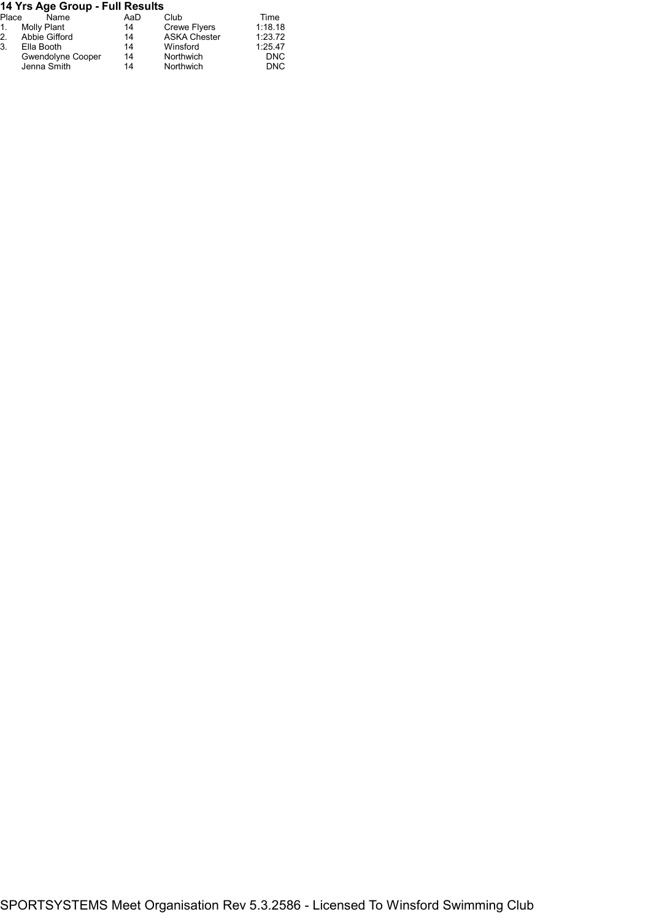### 14 Yrs Age Group - Full Results

| Place | Name | AaD | Club | Time |
|---|---|---|---|---|
| 1. | Molly Plant | 14 | Crewe Flyers | 1:18.18 |
| 2. | Abbie Gifford | 14 | ASKA Chester | 1:23.72 |
| 3. | Ella Booth | 14 | Winsford | 1:25.47 |
| | Gwendolyne Cooper | 14 | Northwich | DNC |
| | Jenna Smith | 14 | Northwich | DNC |

SPORTSYSTEMS Meet Organisation Rev 5.3.2586 - Licensed To Winsford Swimming Club